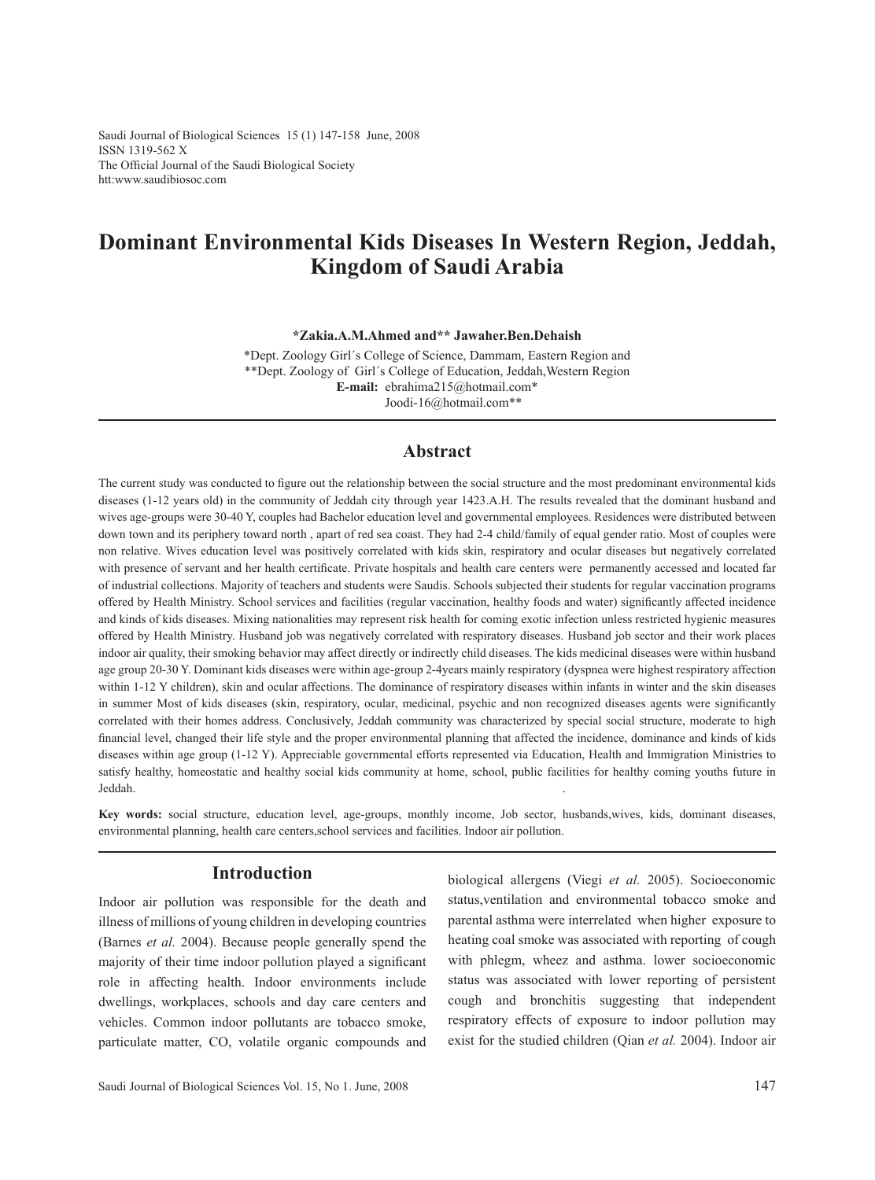Saudi Journal of Biological Sciences 15 (1) 147-158 June, 2008
ISSN 1319-562 X
The Official Journal of the Saudi Biological Society
htt:www.saudibiosoc.com

# Dominant Environmental Kids Diseases In Western Region, Jeddah, Kingdom of Saudi Arabia

**\*Zakia.A.M.Ahmed and \*\* Jawaher.Ben.Dehaish**

\*Dept. Zoology Girl´s College of Science, Dammam, Eastern Region and
\*\*Dept. Zoology of Girl´s College of Education, Jeddah,Western Region
**E-mail:** ebrahima215@hotmail.com\*
Joodi-16@hotmail.com\*\*

## Abstract

The current study was conducted to figure out the relationship between the social structure and the most predominant environmental kids diseases (1-12 years old) in the community of Jeddah city through year 1423.A.H. The results revealed that the dominant husband and wives age-groups were 30-40 Y, couples had Bachelor education level and governmental employees. Residences were distributed between down town and its periphery toward north , apart of red sea coast. They had 2-4 child/family of equal gender ratio. Most of couples were non relative. Wives education level was positively correlated with kids skin, respiratory and ocular diseases but negatively correlated with presence of servant and her health certificate. Private hospitals and health care centers were permanently accessed and located far of industrial collections. Majority of teachers and students were Saudis. Schools subjected their students for regular vaccination programs offered by Health Ministry. School services and facilities (regular vaccination, healthy foods and water) significantly affected incidence and kinds of kids diseases. Mixing nationalities may represent risk health for coming exotic infection unless restricted hygienic measures offered by Health Ministry. Husband job was negatively correlated with respiratory diseases. Husband job sector and their work places indoor air quality, their smoking behavior may affect directly or indirectly child diseases. The kids medicinal diseases were within husband age group 20-30 Y. Dominant kids diseases were within age-group 2-4years mainly respiratory (dyspnea were highest respiratory affection within 1-12 Y children), skin and ocular affections. The dominance of respiratory diseases within infants in winter and the skin diseases in summer Most of kids diseases (skin, respiratory, ocular, medicinal, psychic and non recognized diseases agents were significantly correlated with their homes address. Conclusively, Jeddah community was characterized by special social structure, moderate to high financial level, changed their life style and the proper environmental planning that affected the incidence, dominance and kinds of kids diseases within age group (1-12 Y). Appreciable governmental efforts represented via Education, Health and Immigration Ministries to satisfy healthy, homeostatic and healthy social kids community at home, school, public facilities for healthy coming youths future in Jeddah.

**Key words:** social structure, education level, age-groups, monthly income, Job sector, husbands,wives, kids, dominant diseases, environmental planning, health care centers,school services and facilities. Indoor air pollution.

## Introduction

Indoor air pollution was responsible for the death and illness of millions of young children in developing countries (Barnes *et al.* 2004). Because people generally spend the majority of their time indoor pollution played a significant role in affecting health. Indoor environments include dwellings, workplaces, schools and day care centers and vehicles. Common indoor pollutants are tobacco smoke, particulate matter, CO, volatile organic compounds and biological allergens (Viegi *et al.* 2005). Socioeconomic status,ventilation and environmental tobacco smoke and parental asthma were interrelated when higher exposure to heating coal smoke was associated with reporting of cough with phlegm, wheez and asthma. lower socioeconomic status was associated with lower reporting of persistent cough and bronchitis suggesting that independent respiratory effects of exposure to indoor pollution may exist for the studied children (Qian *et al.* 2004). Indoor air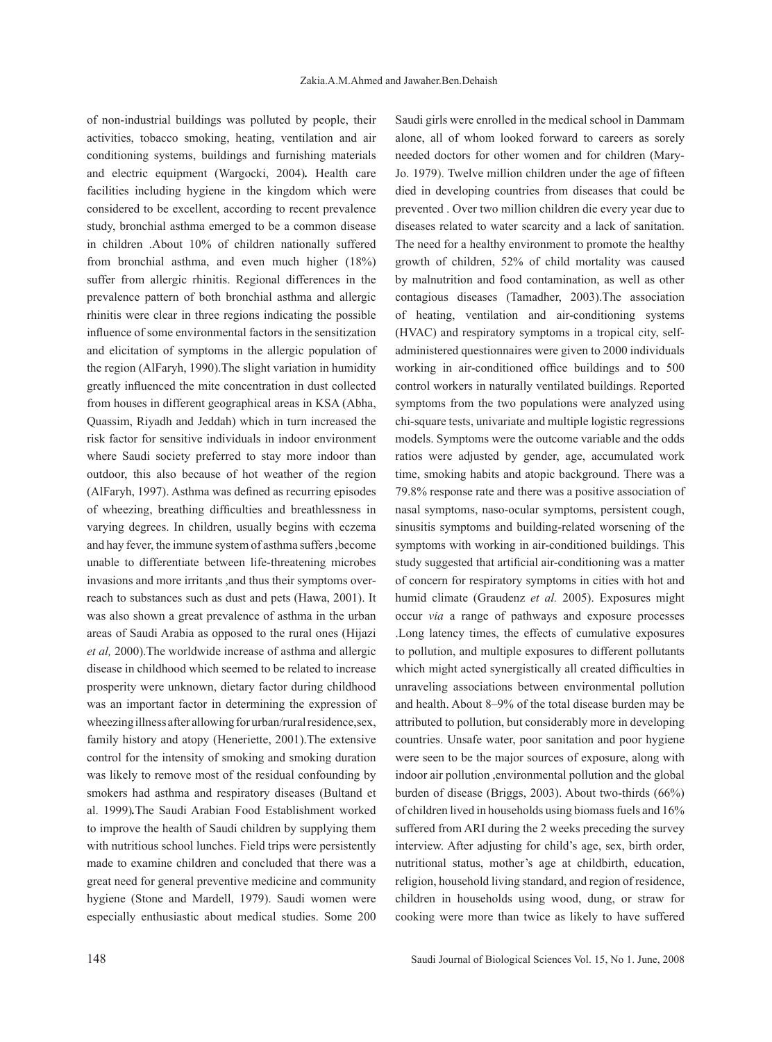of non-industrial buildings was polluted by people, their activities, tobacco smoking, heating, ventilation and air conditioning systems, buildings and furnishing materials and electric equipment (Wargocki, 2004)**.** Health care facilities including hygiene in the kingdom which were considered to be excellent, according to recent prevalence study, bronchial asthma emerged to be a common disease in children .About 10% of children nationally suffered from bronchial asthma, and even much higher (18%) suffer from allergic rhinitis. Regional differences in the prevalence pattern of both bronchial asthma and allergic rhinitis were clear in three regions indicating the possible influence of some environmental factors in the sensitization and elicitation of symptoms in the allergic population of the region (AlFaryh, 1990).The slight variation in humidity greatly influenced the mite concentration in dust collected from houses in different geographical areas in KSA (Abha, Quassim, Riyadh and Jeddah) which in turn increased the risk factor for sensitive individuals in indoor environment where Saudi society preferred to stay more indoor than outdoor, this also because of hot weather of the region (AlFaryh, 1997). Asthma was defined as recurring episodes of wheezing, breathing difficulties and breathlessness in varying degrees. In children, usually begins with eczema and hay fever, the immune system of asthma suffers ,become unable to differentiate between life-threatening microbes invasions and more irritants ,and thus their symptoms over-reach to substances such as dust and pets (Hawa, 2001). It was also shown a great prevalence of asthma in the urban areas of Saudi Arabia as opposed to the rural ones (Hijazi *et al,* 2000).The worldwide increase of asthma and allergic disease in childhood which seemed to be related to increase prosperity were unknown, dietary factor during childhood was an important factor in determining the expression of wheezing illness after allowing for urban/rural residence,sex, family history and atopy (Heneriette, 2001).The extensive control for the intensity of smoking and smoking duration was likely to remove most of the residual confounding by smokers had asthma and respiratory diseases (Bultand et al. 1999)**.**The Saudi Arabian Food Establishment worked to improve the health of Saudi children by supplying them with nutritious school lunches. Field trips were persistently made to examine children and concluded that there was a great need for general preventive medicine and community hygiene (Stone and Mardell, 1979). Saudi women were especially enthusiastic about medical studies. Some 200 Saudi girls were enrolled in the medical school in Dammam alone, all of whom looked forward to careers as sorely needed doctors for other women and for children (Mary-Jo. 1979). Twelve million children under the age of fifteen died in developing countries from diseases that could be prevented . Over two million children die every year due to diseases related to water scarcity and a lack of sanitation. The need for a healthy environment to promote the healthy growth of children, 52% of child mortality was caused by malnutrition and food contamination, as well as other contagious diseases (Tamadher, 2003).The association of heating, ventilation and air-conditioning systems (HVAC) and respiratory symptoms in a tropical city, self-administered questionnaires were given to 2000 individuals working in air-conditioned office buildings and to 500 control workers in naturally ventilated buildings. Reported symptoms from the two populations were analyzed using chi-square tests, univariate and multiple logistic regressions models. Symptoms were the outcome variable and the odds ratios were adjusted by gender, age, accumulated work time, smoking habits and atopic background. There was a 79.8% response rate and there was a positive association of nasal symptoms, naso-ocular symptoms, persistent cough, sinusitis symptoms and building-related worsening of the symptoms with working in air-conditioned buildings. This study suggested that artificial air-conditioning was a matter of concern for respiratory symptoms in cities with hot and humid climate (Graudenz *et al.* 2005). Exposures might occur *via* a range of pathways and exposure processes .Long latency times, the effects of cumulative exposures to pollution, and multiple exposures to different pollutants which might acted synergistically all created difficulties in unraveling associations between environmental pollution and health. About 8–9% of the total disease burden may be attributed to pollution, but considerably more in developing countries. Unsafe water, poor sanitation and poor hygiene were seen to be the major sources of exposure, along with indoor air pollution ,environmental pollution and the global burden of disease (Briggs, 2003). About two-thirds (66%) of children lived in households using biomass fuels and 16% suffered from ARI during the 2 weeks preceding the survey interview. After adjusting for child's age, sex, birth order, nutritional status, mother's age at childbirth, education, religion, household living standard, and region of residence, children in households using wood, dung, or straw for cooking were more than twice as likely to have suffered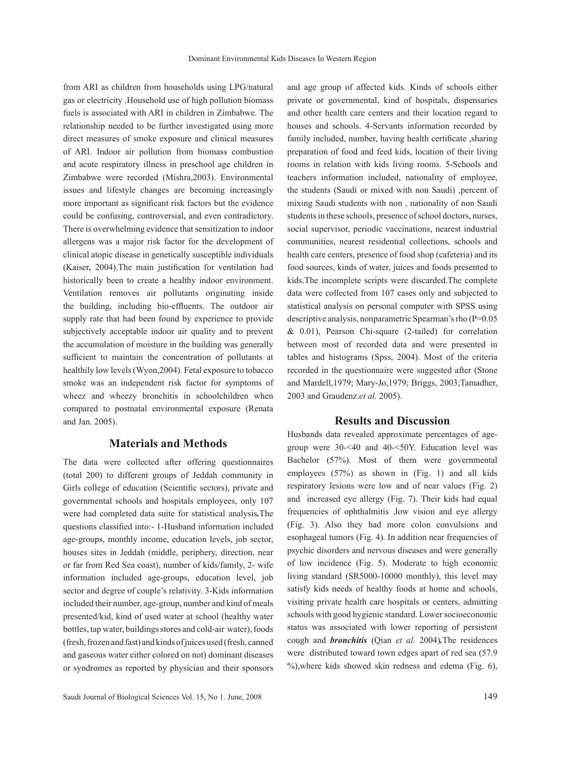from ARI as children from households using LPG/natural gas or electricity .Household use of high pollution biomass fuels is associated with ARI in children in Zimbabwe. The relationship needed to be further investigated using more direct measures of smoke exposure and clinical measures of ARI. Indoor air pollution from biomass combustion and acute respiratory illness in preschool age children in Zimbabwe were recorded (Mishra,2003). Environmental issues and lifestyle changes are becoming increasingly more important as significant risk factors but the evidence could be confusing, controversial, and even contradictory. There is overwhelming evidence that sensitization to indoor allergens was a major risk factor for the development of clinical atopic disease in genetically susceptible individuals (Kaiser, 2004).The main justification for ventilation had historically been to create a healthy indoor environment. Ventilation removes air pollutants originating inside the building, including bio-effluents. The outdoor air supply rate that had been found by experience to provide subjectively acceptable indoor air quality and to prevent the accumulation of moisture in the building was generally sufficient to maintain the concentration of pollutants at healthily low levels (Wyon,2004). Fetal exposure to tobacco smoke was an independent risk factor for symptoms of wheez and wheezy bronchitis in schoolchildren when compared to postnatal environmental exposure (Renata and Jan. 2005).

## Materials and Methods

The data were collected after offering questionnaires (total 200) to different groups of Jeddah community in Girls college of education (Scientific sectors), private and governmental schools and hospitals employees, only 107 were had completed data suite for statistical analysis**.**The questions classified into:- 1-Husband information included age-groups, monthly income, education levels, job sector, houses sites in Jeddah (middle, periphery, direction, near or far from Red Sea coast), number of kids/family, 2- wife information included age-groups, education level, job sector and degree of couple's relativity. 3-Kids information included their number, age-group, number and kind of meals presented/kid, kind of used water at school (healthy water bottles, tap water, buildings stores and cold-air water), foods (fresh, frozen and fast) and kinds of juices used (fresh, canned and gaseous water either colored on not) dominant diseases or syndromes as reported by physician and their sponsors and age group of affected kids. Kinds of schools either private or governmental, kind of hospitals, dispensaries and other health care centers and their location regard to houses and schools. 4-Servants information recorded by family included, number, having health certificate ,sharing preparation of food and feed kids, location of their living rooms in relation with kids living rooms. 5-Schools and teachers information included, nationality of employee, the students (Saudi or mixed with non Saudi) ,percent of mixing Saudi students with non , nationality of non Saudi students in these schools, presence of school doctors, nurses, social supervisor, periodic vaccinations, nearest industrial communities, nearest residential collections, schools and health care centers, presence of food shop (cafeteria) and its food sources, kinds of water, juices and foods presented to kids.The incomplete scripts were discarded.The complete data were collected from 107 cases only and subjected to statistical analysis on personal computer with SPSS using descriptive analysis, nonparametric Spearman's rho ($P=0.05$ & $0.01$), Pearson Chi-square (2-tailed) for correlation between most of recorded data and were presented in tables and histograms (Spss, 2004). Most of the criteria recorded in the questionnaire were suggested after (Stone and Mardell,1979; Mary-Jo,1979; Briggs, 2003;Tamadher, 2003 and Graudenz.*et al.* 2005).

## Results and Discussion

Husbands data revealed approximate percentages of age-group were 30-<40 and 40-<50Y. Education level was Bachelor (57%). Most of them were governmental employees (57%) as shown in (Fig. 1) and all kids respiratory lesions were low and of near values (Fig. 2) and increased eye allergy (Fig. 7). Their kids had equal frequencies of ophthalmitis ,low vision and eye allergy (Fig. 3). Also they had more colon convulsions and esophageal tumors (Fig. 4). In addition near frequencies of psychic disorders and nervous diseases and were generally of low incidence (Fig. 5). Moderate to high economic living standard (SR5000-10000 monthly), this level may satisfy kids needs of healthy foods at home and schools, visiting private health care hospitals or centers, admitting schools with good hygienic standard. Lower socioeconomic status was associated with lower reporting of persistent cough and ***bronchitis*** (Qian *et al.* 2004)**.**The residences were distributed toward town edges apart of red sea (57.9 %),where kids showed skin redness and edema (Fig. 6),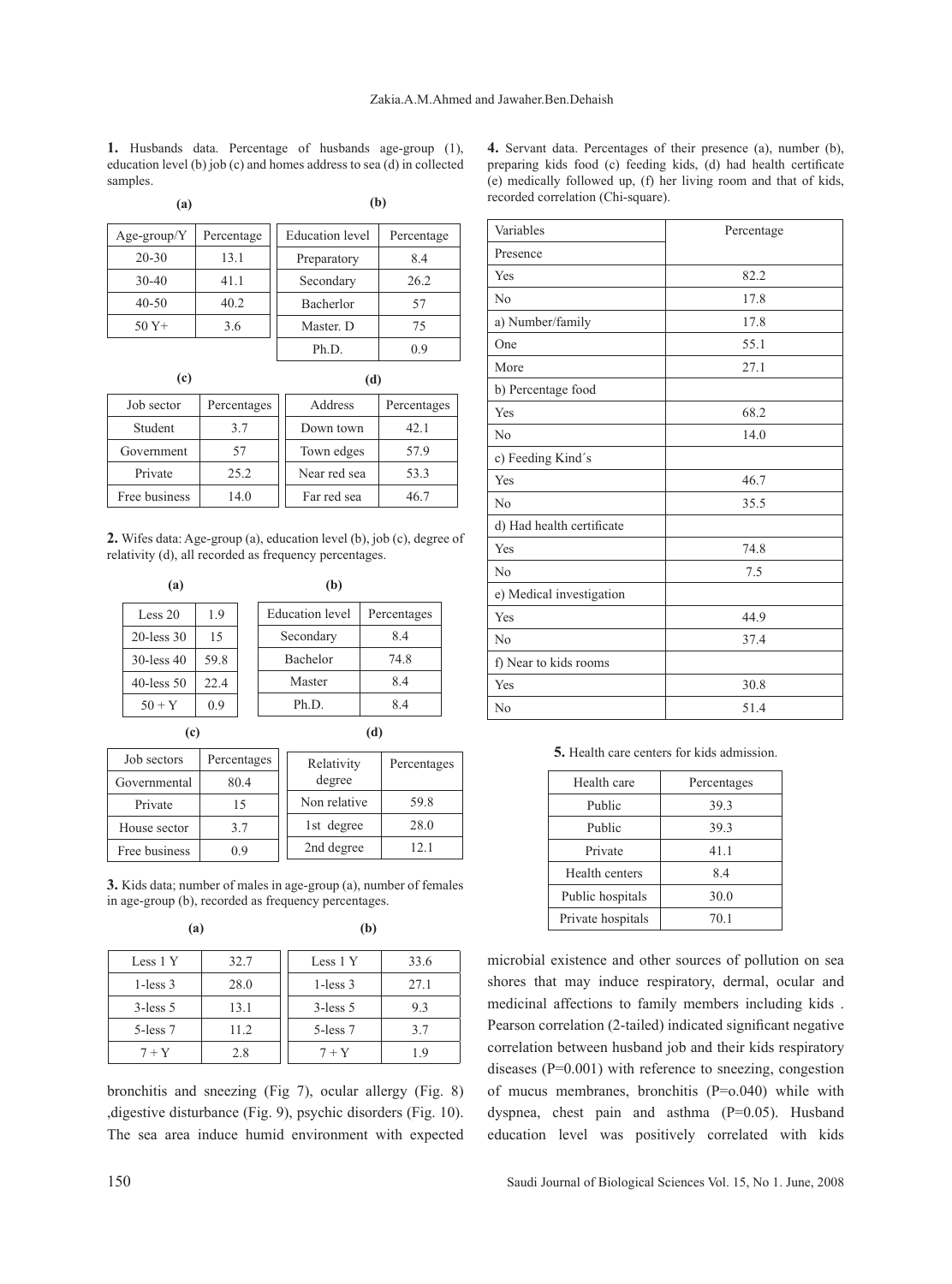**1.** Hussbands data. Percentage of husbands age-group (1), education level (b) job (c) and homes address to sea (d) in collected samples.

**(a)**

| Age-group/Y | Percentage |
|---|---|
| 20-30 | 13.1 |
| 30-40 | 41.1 |
| 40-50 | 40.2 |
| 50 Y+ | 3.6 |

**(b)**

| Education level | Percentage |
|---|---|
| Preparatory | 8.4 |
| Secondary | 26.2 |
| Bacherlor | 57 |
| Master. D | 75 |
| Ph.D. | 0.9 |

**(c)**

| Job sector | Percentages |
|---|---|
| Student | 3.7 |
| Government | 57 |
| Private | 25.2 |
| Free business | 14.0 |

**(d)**

| Address | Percentages |
|---|---|
| Down town | 42.1 |
| Town edges | 57.9 |
| Near red sea | 53.3 |
| Far red sea | 46.7 |

**2.** Wifes data: Age-group (a), education level (b), job (c), degree of relativity (d), all recorded as frequency percentages.

**(a)**

| | |
|---|---|
| Less 20 | 1.9 |
| 20-less 30 | 15 |
| 30-less 40 | 59.8 |
| 40-less 50 | 22.4 |
| 50 + Y | 0.9 |

**(b)**

| Education level | Percentages |
|---|---|
| Secondary | 8.4 |
| Bachelor | 74.8 |
| Master | 8.4 |
| Ph.D. | 8.4 |

**(c)**

| Job sectors | Percentages |
|---|---|
| Governmental | 80.4 |
| Private | 15 |
| House sector | 3.7 |
| Free business | 0.9 |

**(d)**

| Relativity degree | Percentages |
|---|---|
| Non relative | 59.8 |
| 1st degree | 28.0 |
| 2nd degree | 12.1 |

**3.** Kids data; number of males in age-group (a), number of females in age-group (b), recorded as frequency percentages.

**(a)**

| | |
|---|---|
| Less 1 Y | 32.7 |
| 1-less 3 | 28.0 |
| 3-less 5 | 13.1 |
| 5-less 7 | 11.2 |
| 7 + Y | 2.8 |

**(b)**

| | |
|---|---|
| Less 1 Y | 33.6 |
| 1-less 3 | 27.1 |
| 3-less 5 | 9.3 |
| 5-less 7 | 3.7 |
| 7 + Y | 1.9 |

bronchitis and sneezing (Fig 7), ocular allergy (Fig. 8) ,digestive disturbance (Fig. 9), psychic disorders (Fig. 10). The sea area induce humid environment with expected microbial existence and other sources of pollution on sea shores that may induce respiratory, dermal, ocular and medicinal affections to family members including kids . Pearson correlation (2-tailed) indicated significant negative correlation between husband job and their kids respiratory diseases (P=0.001) with reference to sneezing, congestion of mucus membranes, bronchitis (P=o.040) while with dyspnea, chest pain and asthma (P=0.05). Husband education level was positively correlated with kids

**4.** Servant data. Percentages of their presence (a), number (b), preparing kids food (c) feeding kids, (d) had health certificate (e) medically followed up, (f) her living room and that of kids, recorded correlation (Chi-square).

| Variables | Percentage |
|---|---|
| Presence | |
| Yes | 82.2 |
| No | 17.8 |
| a) Number/family | 17.8 |
| One | 55.1 |
| More | 27.1 |
| b) Percentage food | |
| Yes | 68.2 |
| No | 14.0 |
| c) Feeding Kind´s | |
| Yes | 46.7 |
| No | 35.5 |
| d) Had health certificate | |
| Yes | 74.8 |
| No | 7.5 |
| e) Medical investigation | |
| Yes | 44.9 |
| No | 37.4 |
| f) Near to kids rooms | |
| Yes | 30.8 |
| No | 51.4 |

**5.** Health care centers for kids admission.

| Health care | Percentages |
|---|---|
| Public | 39.3 |
| Public | 39.3 |
| Private | 41.1 |
| Health centers | 8.4 |
| Public hospitals | 30.0 |
| Private hospitals | 70.1 |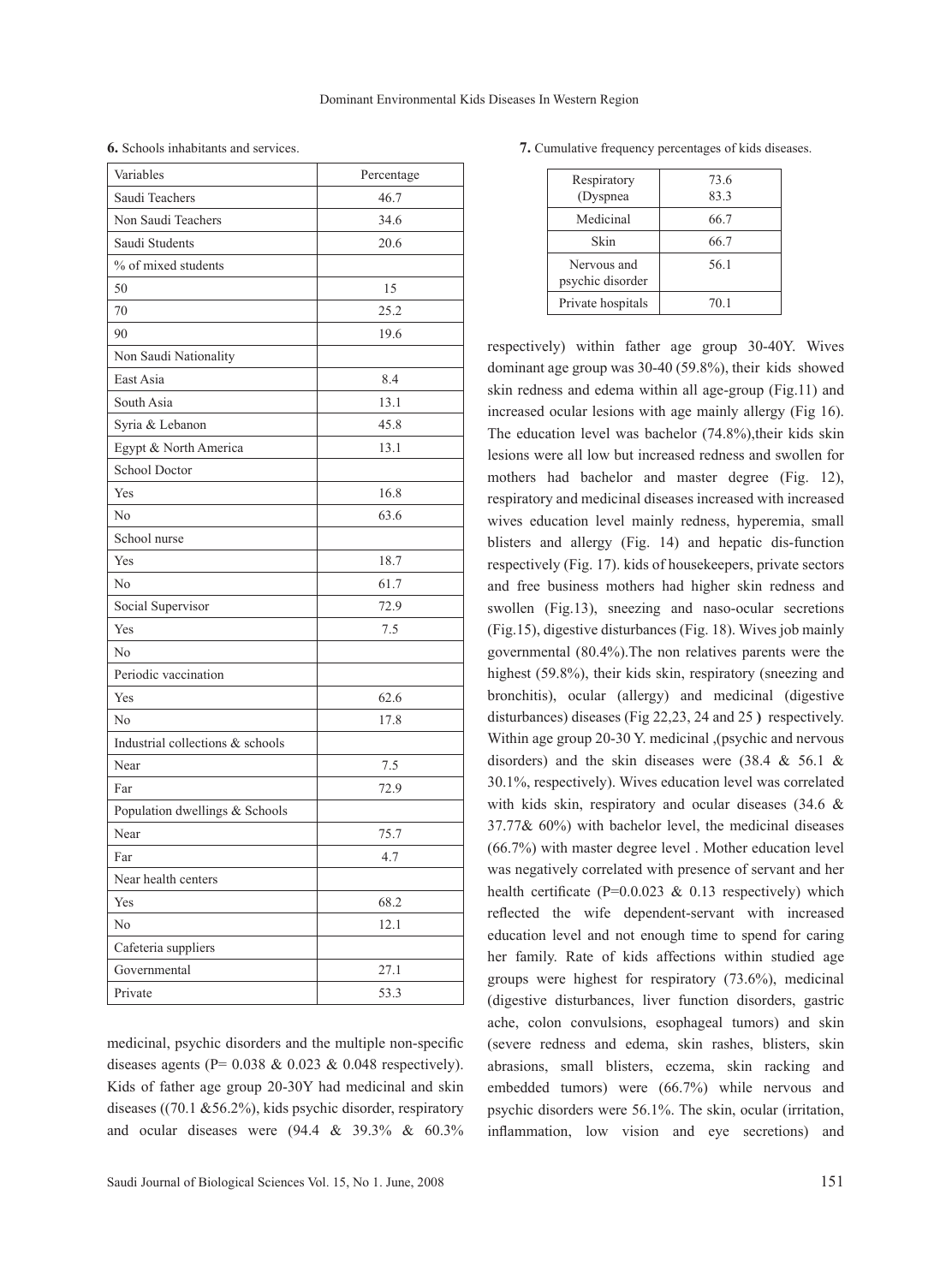**6.** Schools inhabitants and services.

| Variables | Percentage |
|---|---|
| Saudi Teachers | 46.7 |
| Non Saudi Teachers | 34.6 |
| Saudi Students | 20.6 |
| % of mixed students | |
| 50 | 15 |
| 70 | 25.2 |
| 90 | 19.6 |
| Non Saudi Nationality | |
| East Asia | 8.4 |
| South Asia | 13.1 |
| Syria & Lebanon | 45.8 |
| Egypt & North America | 13.1 |
| School Doctor | |
| Yes | 16.8 |
| No | 63.6 |
| School nurse | |
| Yes | 18.7 |
| No | 61.7 |
| Social Supervisor | 72.9 |
| Yes | 7.5 |
| No | |
| Periodic vaccination | |
| Yes | 62.6 |
| No | 17.8 |
| Industrial collections & schools | |
| Near | 7.5 |
| Far | 72.9 |
| Population dwellings & Schools | |
| Near | 75.7 |
| Far | 4.7 |
| Near health centers | |
| Yes | 68.2 |
| No | 12.1 |
| Cafeteria suppliers | |
| Governmental | 27.1 |
| Private | 53.3 |

medicinal, psychic disorders and the multiple non-specific diseases agents (P= 0.038 & 0.023 & 0.048 respectively). Kids of father age group 20-30Y had medicinal and skin diseases ((70.1 &56.2%), kids psychic disorder, respiratory and ocular diseases were (94.4 & 39.3% & 60.3% respectively) within father age group 30-40Y. Wives dominant age group was 30-40 (59.8%), their kids showed skin redness and edema within all age-group (Fig.11) and increased ocular lesions with age mainly allergy (Fig 16). The education level was bachelor (74.8%),their kids skin lesions were all low but increased redness and swollen for mothers had bachelor and master degree (Fig. 12), respiratory and medicinal diseases increased with increased wives education level mainly redness, hyperemia, small blisters and allergy (Fig. 14) and hepatic dis-function respectively (Fig. 17). kids of housekeepers, private sectors and free business mothers had higher skin redness and swollen (Fig.13), sneezing and naso-ocular secretions (Fig.15), digestive disturbances (Fig. 18). Wives job mainly governmental (80.4%).The non relatives parents were the highest (59.8%), their kids skin, respiratory (sneezing and bronchitis), ocular (allergy) and medicinal (digestive disturbances) diseases (Fig 22,23, 24 and 25 **)** respectively. Within age group 20-30 Y. medicinal ,(psychic and nervous disorders) and the skin diseases were (38.4 & 56.1 & 30.1%, respectively). Wives education level was correlated with kids skin, respiratory and ocular diseases (34.6 & 37.77& 60%) with bachelor level, the medicinal diseases (66.7%) with master degree level . Mother education level was negatively correlated with presence of servant and her health certificate (P=0.0.023 & 0.13 respectively) which reflected the wife dependent-servant with increased education level and not enough time to spend for caring her family. Rate of kids affections within studied age groups were highest for respiratory (73.6%), medicinal (digestive disturbances, liver function disorders, gastric ache, colon convulsions, esophageal tumors) and skin (severe redness and edema, skin rashes, blisters, skin abrasions, small blisters, eczema, skin racking and embedded tumors) were (66.7%) while nervous and psychic disorders were 56.1%. The skin, ocular (irritation, inflammation, low vision and eye secretions) and

**7.** Cumulative frequency percentages of kids diseases.

| | |
|---|---|
| Respiratory (Dyspnea | 73.6 83.3 |
| Medicinal | 66.7 |
| Skin | 66.7 |
| Nervous and psychic disorder | 56.1 |
| Private hospitals | 70.1 |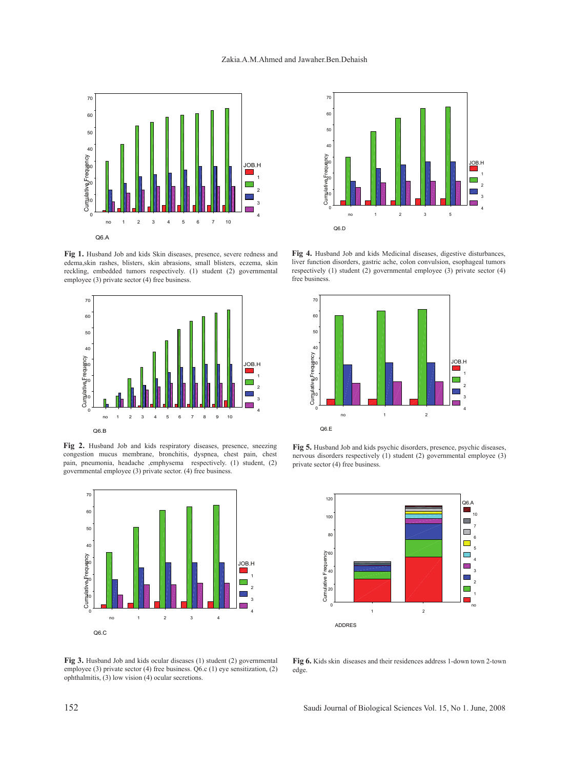70
60
50
40
30
20
10
0
Cumulative Frequency
no 1 2 3 4 5 6 7 10
Q6.A
JOB.H
1
2
3
4

**Fig 1.** Husband Job and kids Skin diseases, presence, severe redness and edema,skin rashes, blisters, skin abrasions, small blisters, eczema, skin reckling, embedded tumors respectively. (1) student (2) governmental employee (3) private sector (4) free business.

70
60
50
40
30
20
10
0
Cumulative Frequency
no 1 2 3 4 5 6 7 8 9 10
Q6.B
JOB.H
1
2
3
4

**Fig 2.** Husband Job and kids respiratory diseases, presence, sneezing congestion mucus membrane, bronchitis, dyspnea, chest pain, chest pain, pneumonia, headache ,emphysema respectively. (1) student, (2) governmental employee (3) private sector. (4) free business.

70
60
50
40
30
20
10
0
Cumulative Frequency
no 1 2 3 4
Q6.C
JOB.H
1
2
3
4

**Fig 3.** Husband Job and kids ocular diseases (1) student (2) governmental employee (3) private sector (4) free business. Q6.c (1) eye sensitization, (2) ophthalmitis, (3) low vision (4) ocular secretions.

70
60
50
40
30
20
10
0
Cumulative Frequency
no 1 2 3 5
Q6.D
JOB.H
1
2
3
4

**Fig 4.** Husband Job and kids Medicinal diseases, digestive disturbances, liver function disorders, gastric ache, colon convulsion, esophageal tumors respectively (1) student (2) governmental employee (3) private sector (4) free business.

70
60
50
40
30
20
10
0
Cumulative Frequency
no 1 2
Q6.E
JOB.H
1
2
3
4

**Fig 5.** Husband Job and kids psychic disorders, presence, psychic diseases, nervous disorders respectively (1) student (2) governmental employee (3) private sector (4) free business.

120
100
80
60
40
20
0
Cumulative Frequency
1 2
ADDRES
Q6.A
10
7
6
5
4
3
2
1
no

**Fig 6.** Kids skin diseases and their residences address 1-down town 2-town edge.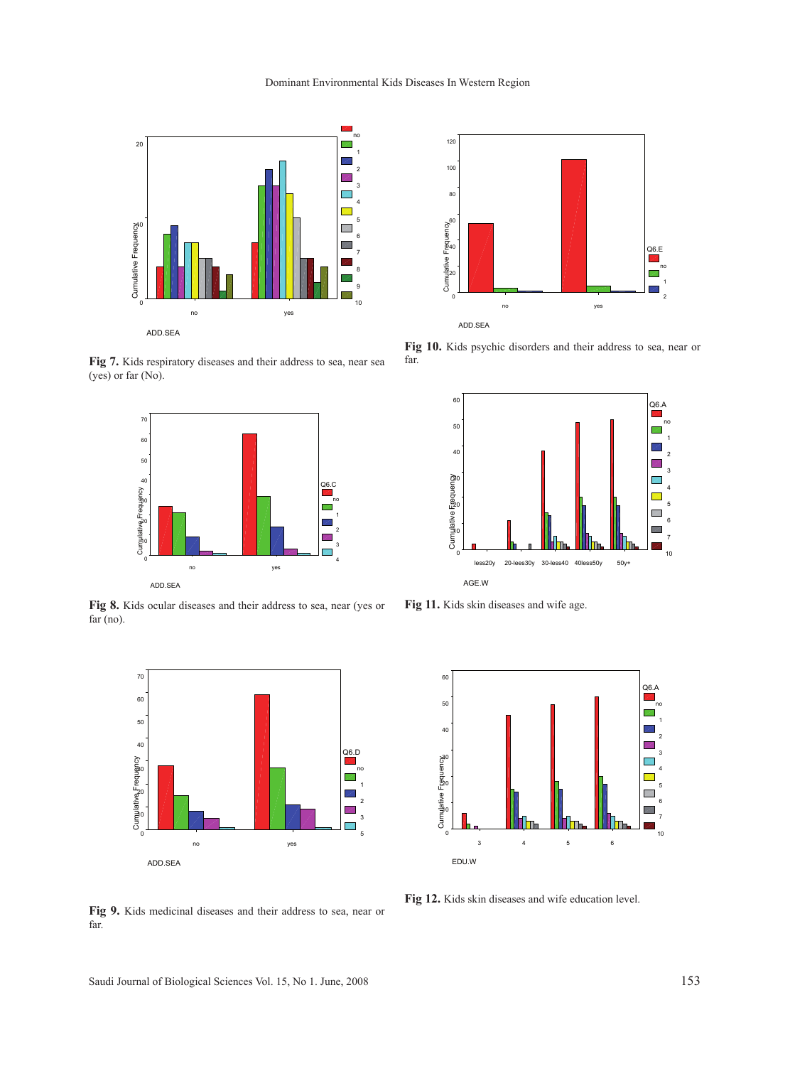20

10

0

Cumulative Frequency

no

yes

ADD.SEA

no
1
2
3
4
5
6
7
8
9
10

**Fig 7.** Kids respiratory diseases and their address to sea, near sea (yes) or far (No).

120

100

80

60

40

20

0

Cumulative Frequency

no

yes

ADD.SEA

Q6.E
no
1
2

**Fig 10.** Kids psychic disorders and their address to sea, near or far.

70

60

50

40

30

20

10

0

Cumulative Frequency

no

yes

ADD.SEA

Q6.C
no
1
2
3
4

**Fig 8.** Kids ocular diseases and their address to sea, near (yes or far (no).

60

50

40

30

20

10

0

Cumulative Frequency

less20y
20-lees30y
30-less40
40less50y
50y+

AGE.W

Q6.A
no
1
2
3
4
5
6
7
10

**Fig 11.** Kids skin diseases and wife age.

70

60

50

40

30

20

10

0

Cumulative Frequency

no

yes

ADD.SEA

Q6.D
no
1
2
3
5

**Fig 9.** Kids medicinal diseases and their address to sea, near or far.

60

50

40

30

20

10

0

Cumulative Frequency

3
4
5
6

EDU.W

Q6.A
no
1
2
3
4
5
6
7
10

**Fig 12.** Kids skin diseases and wife education level.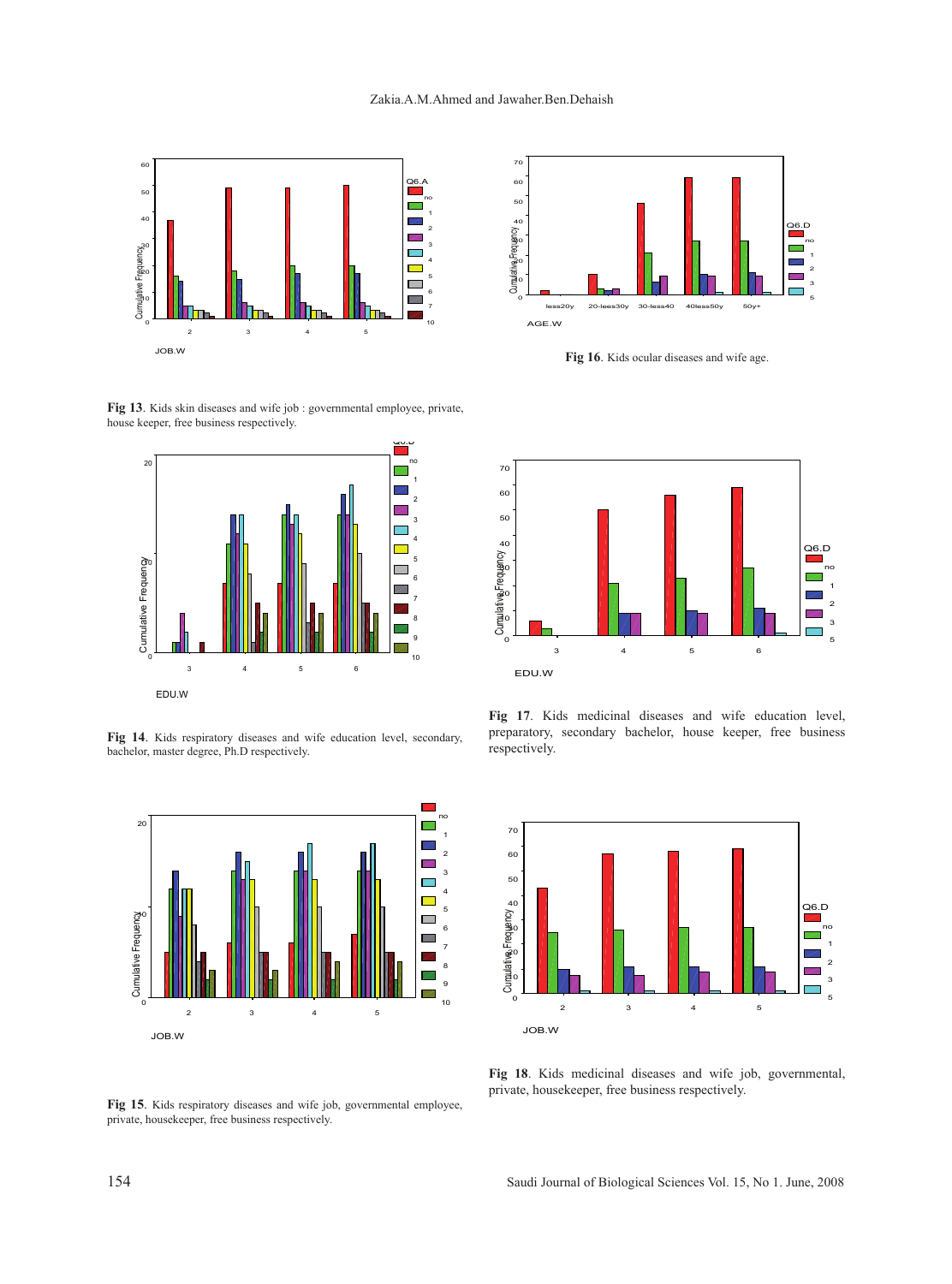60

50

40

30

20

10

0

Cumulative Frequency

2 3 4 5

JOB.W

Q6.A

no

1

2

3

4

5

6

7

10

**Fig 13**. Kids skin diseases and wife job : governmental employee, private, house keeper, free business respectively.

70

60

50

40

30

20

10

0

Cumulative Frequency

less20y 20-less30y 30-less40 40less50y 50y+

AGE.W

Q6.D

no

1

2

3

5

**Fig 16**. Kids ocular diseases and wife age.

20

10

0

Cumulative Frequency

3 4 5 6

EDU.W

Q6.D

no

1

2

3

4

5

6

7

8

9

10

**Fig 14**. Kids respiratory diseases and wife education level, secondary, bachelor, master degree, Ph.D respectively.

70

60

50

40

30

20

10

0

Cumulative Frequency

3 4 5 6

EDU.W

Q6.D

no

1

2

3

5

**Fig 17**. Kids medicinal diseases and wife education level, preparatory, secondary bachelor, house keeper, free business respectively.

20

10

0

Cumulative Frequency

2 3 4 5

JOB.W

no

1

2

3

4

5

6

7

8

9

10

**Fig 15**. Kids respiratory diseases and wife job, governmental employee, private, housekeeper, free business respectively.

70

60

50

40

30

20

10

0

Cumulative Frequency

2 3 4 5

JOB.W

Q6.D

no

1

2

3

5

**Fig 18**. Kids medicinal diseases and wife job, governmental, private, housekeeper, free business respectively.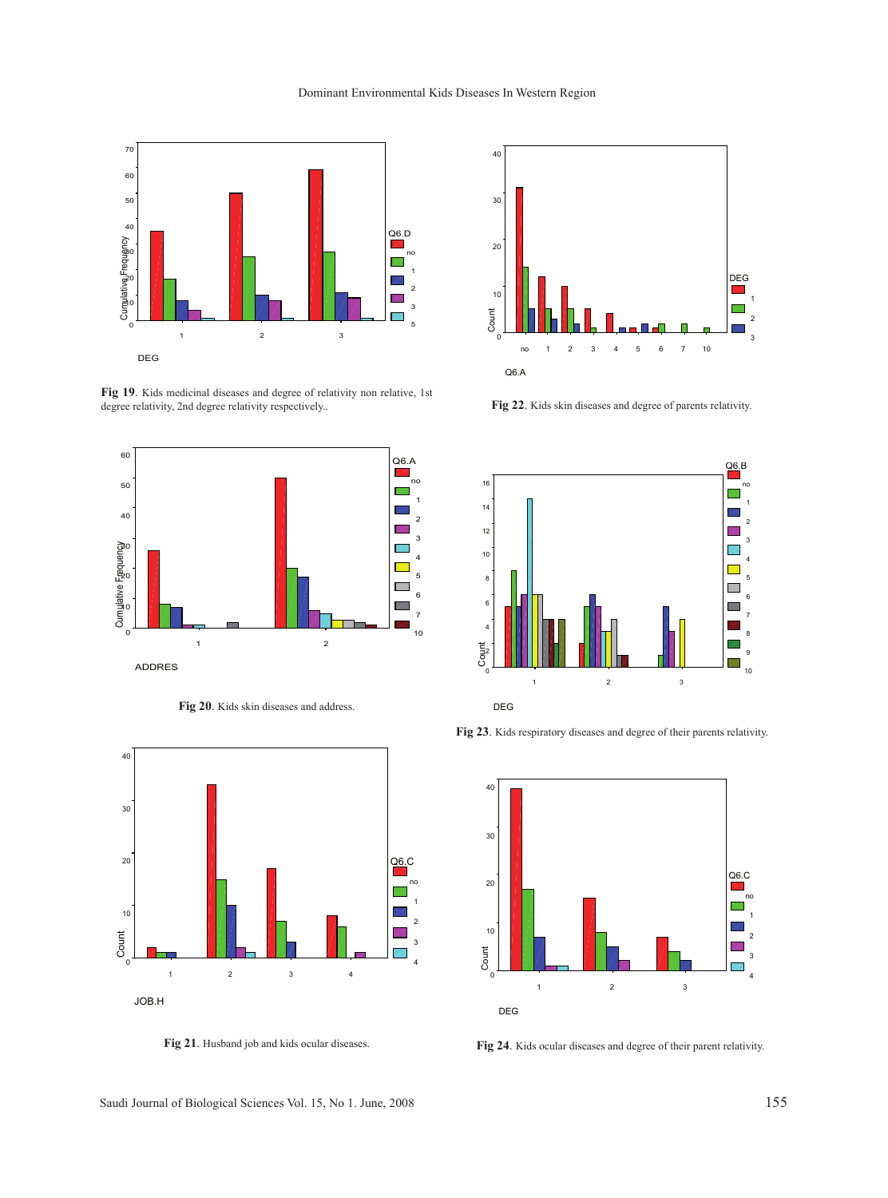70
60
50
40
Cumulative Frequency
30
20
10
0
1
2
3
DEG
Q6.D
no
1
2
3
5

**Fig 19**. Kids medicinal diseases and degree of relativity non relative, 1st degree relativity, 2nd degree relativity respectively..

40
30
20
10
Count
0
no
1
2
3
4
5
6
7
10
Q6.A
DEG
1
2
3

**Fig 22**. Kids skin diseases and degree of parents relativity.

60
50
40
30
Cumulative Frequency
20
10
0
1
2
ADDRES
Q6.A
no
1
2
3
4
5
6
7
10

**Fig 20**. Kids skin diseases and address.

16
14
12
10
8
6
4
Count
2
0
1
2
3
DEG
Q6.B
no
1
2
3
4
5
6
7
8
9
10

**Fig 23**. Kids respiratory diseases and degree of their parents relativity.

40
30
20
10
Count
0
1
2
3
4
JOB.H
Q6.C
no
1
2
3
4

**Fig 21**. Husband job and kids ocular diseases.

40
30
20
10
Count
0
1
2
3
DEG
Q6.C
no
1
2
3
4

**Fig 24**. Kids ocular diseases and degree of their parent relativity.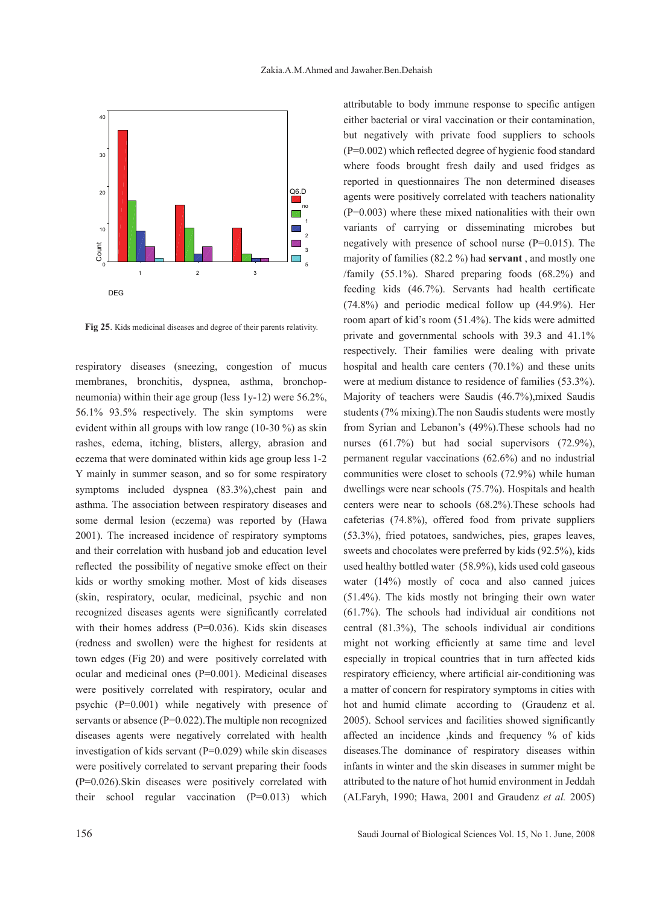40

30

20

10

0

Count

1

2

3

DEG

Q6.D

no

1

2

3

5

**Fig 25**. Kids medicinal diseases and degree of their parents relativity.

respiratory diseases (sneezing, congestion of mucus membranes, bronchitis, dyspnea, asthma, bronchop-neumonia) within their age group (less 1y-12) were 56.2%, 56.1% 93.5% respectively. The skin symptoms were evident within all groups with low range (10-30 %) as skin rashes, edema, itching, blisters, allergy, abrasion and eczema that were dominated within kids age group less 1-2 Y mainly in summer season, and so for some respiratory symptoms included dyspnea (83.3%),chest pain and asthma. The association between respiratory diseases and some dermal lesion (eczema) was reported by (Hawa 2001). The increased incidence of respiratory symptoms and their correlation with husband job and education level reflected the possibility of negative smoke effect on their kids or worthy smoking mother. Most of kids diseases (skin, respiratory, ocular, medicinal, psychic and non recognized diseases agents were significantly correlated with their homes address (P=0.036). Kids skin diseases (redness and swollen) were the highest for residents at town edges (Fig 20) and were positively correlated with ocular and medicinal ones (P=0.001). Medicinal diseases were positively correlated with respiratory, ocular and psychic (P=0.001) while negatively with presence of servants or absence (P=0.022).The multiple non recognized diseases agents were negatively correlated with health investigation of kids servant (P=0.029) while skin diseases were positively correlated to servant preparing their foods (P=0.026).Skin diseases were positively correlated with their school regular vaccination (P=0.013) which attributable to body immune response to specific antigen either bacterial or viral vaccination or their contamination, but negatively with private food suppliers to schools (P=0.002) which reflected degree of hygienic food standard where foods brought fresh daily and used fridges as reported in questionnaires The non determined diseases agents were positively correlated with teachers nationality (P=0.003) where these mixed nationalities with their own variants of carrying or disseminating microbes but negatively with presence of school nurse (P=0.015). The majority of families (82.2 %) had **servant** , and mostly one /family (55.1%). Shared preparing foods (68.2%) and feeding kids (46.7%). Servants had health certificate (74.8%) and periodic medical follow up (44.9%). Her room apart of kid's room (51.4%). The kids were admitted private and governmental schools with 39.3 and 41.1% respectively. Their families were dealing with private hospital and health care centers (70.1%) and these units were at medium distance to residence of families (53.3%). Majority of teachers were Saudis (46.7%),mixed Saudis students (7% mixing).The non Saudis students were mostly from Syrian and Lebanon's (49%).These schools had no nurses (61.7%) but had social supervisors (72.9%), permanent regular vaccinations (62.6%) and no industrial communities were closet to schools (72.9%) while human dwellings were near schools (75.7%). Hospitals and health centers were near to schools (68.2%).These schools had cafeterias (74.8%), offered food from private suppliers (53.3%), fried potatoes, sandwiches, pies, grapes leaves, sweets and chocolates were preferred by kids (92.5%), kids used healthy bottled water (58.9%), kids used cold gaseous water (14%) mostly of coca and also canned juices (51.4%). The kids mostly not bringing their own water (61.7%). The schools had individual air conditions not central (81.3%), The schools individual air conditions might not working efficiently at same time and level especially in tropical countries that in turn affected kids respiratory efficiency, where artificial air-conditioning was a matter of concern for respiratory symptoms in cities with hot and humid climate according to (Graudenz et al. 2005). School services and facilities showed significantly affected an incidence ,kinds and frequency % of kids diseases.The dominance of respiratory diseases within infants in winter and the skin diseases in summer might be attributed to the nature of hot humid environment in Jeddah (ALFaryh, 1990; Hawa, 2001 and Graudenz *et al.* 2005)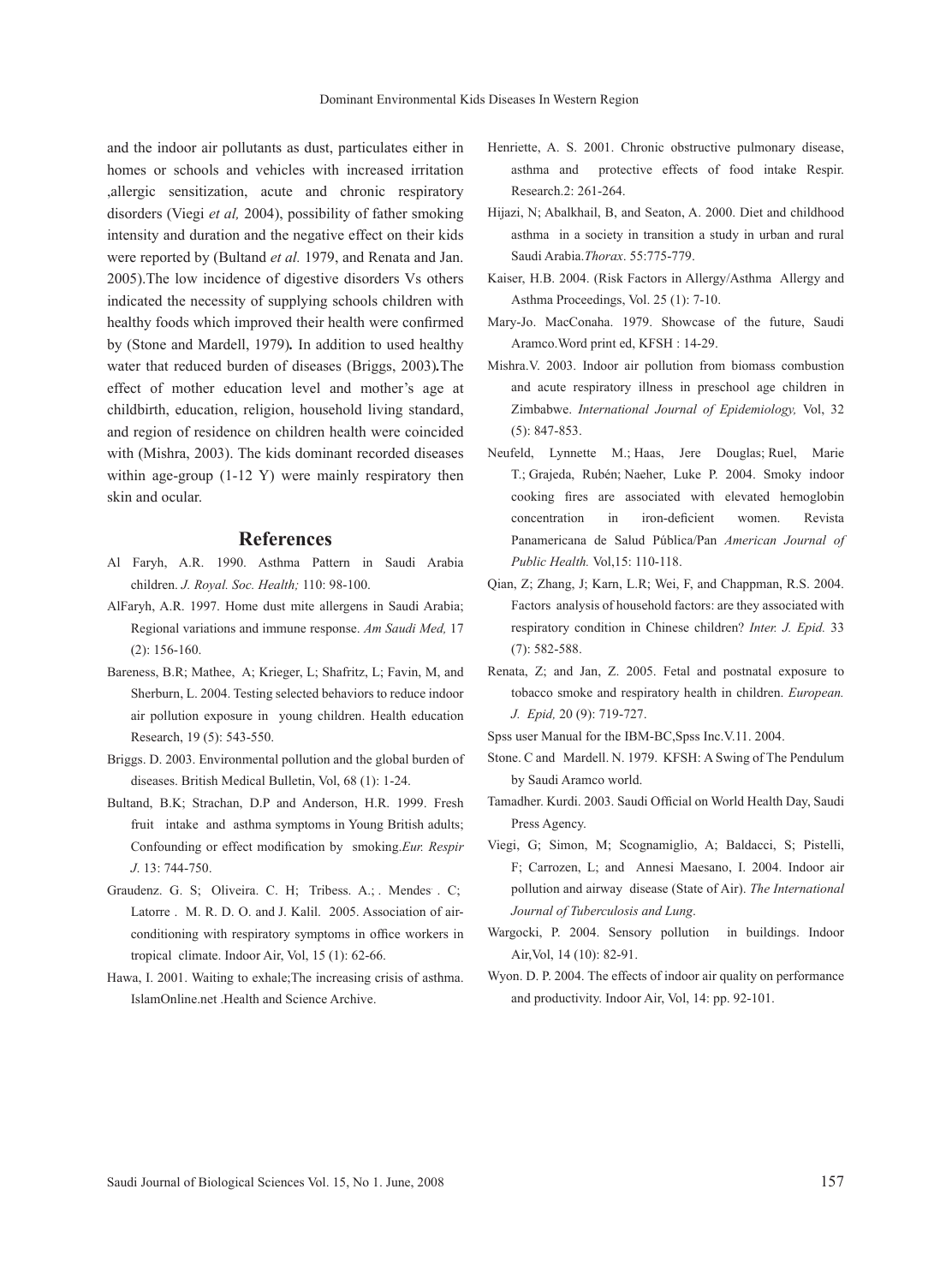and the indoor air pollutants as dust, particulates either in homes or schools and vehicles with increased irritation ,allergic sensitization, acute and chronic respiratory disorders (Viegi *et al,* 2004), possibility of father smoking intensity and duration and the negative effect on their kids were reported by (Bultand *et al.* 1979, and Renata and Jan. 2005).The low incidence of digestive disorders Vs others indicated the necessity of supplying schools children with healthy foods which improved their health were confirmed by (Stone and Mardell, 1979)**.** In addition to used healthy water that reduced burden of diseases (Briggs, 2003)**.**The effect of mother education level and mother's age at childbirth, education, religion, household living standard, and region of residence on children health were coincided with (Mishra, 2003). The kids dominant recorded diseases within age-group (1-12 Y) were mainly respiratory then skin and ocular.

## References

Al Faryh, A.R. 1990. Asthma Pattern in Saudi Arabia children. *J. Royal. Soc. Health;* 110: 98-100.

AlFaryh, A.R. 1997. Home dust mite allergens in Saudi Arabia; Regional variations and immune response. *Am Saudi Med,* 17 (2): 156-160.

Bareness, B.R; Mathee, A; Krieger, L; Shafritz, L; Favin, M, and Sherburn, L. 2004. Testing selected behaviors to reduce indoor air pollution exposure in young children. Health education Research, 19 (5): 543-550.

Briggs. D. 2003. Environmental pollution and the global burden of diseases. British Medical Bulletin, Vol, 68 (1): 1-24.

Bultand, B.K; Strachan, D.P and Anderson, H.R. 1999. Fresh fruit intake and asthma symptoms in Young British adults; Confounding or effect modification by smoking.*Eur. Respir J.* 13: 744-750.

Graudenz. G. S; Oliveira. C. H; Tribess. A.; . Mendes . C; Latorre . M. R. D. O. and J. Kalil. 2005. Association of air-conditioning with respiratory symptoms in office workers in tropical climate. Indoor Air, Vol, 15 (1): 62-66.

Hawa, I. 2001. Waiting to exhale;The increasing crisis of asthma. IslamOnline.net .Health and Science Archive.

Henriette, A. S. 2001. Chronic obstructive pulmonary disease, asthma and protective effects of food intake Respir. Research.2: 261-264.

Hijazi, N; Abalkhail, B, and Seaton, A. 2000. Diet and childhood asthma in a society in transition a study in urban and rural Saudi Arabia.*Thorax*. 55:775-779.

Kaiser, H.B. 2004. (Risk Factors in Allergy/Asthma Allergy and Asthma Proceedings, Vol. 25 (1): 7-10.

Mary-Jo. MacConaha. 1979. Showcase of the future, Saudi Aramco.Word print ed, KFSH : 14-29.

Mishra.V. 2003. Indoor air pollution from biomass combustion and acute respiratory illness in preschool age children in Zimbabwe. *International Journal of Epidemiology,* Vol, 32 (5): 847-853.

Neufeld, Lynnette M.; Haas, Jere Douglas; Ruel, Marie T.; Grajeda, Rubén; Naeher, Luke P. 2004. Smoky indoor cooking fires are associated with elevated hemoglobin concentration in iron-deficient women. Revista Panamericana de Salud Pública/Pan *American Journal of Public Health.* Vol,15: 110-118.

Qian, Z; Zhang, J; Karn, L.R; Wei, F, and Chappman, R.S. 2004. Factors analysis of household factors: are they associated with respiratory condition in Chinese children? *Inter. J. Epid.* 33 (7): 582-588.

Renata, Z; and Jan, Z. 2005. Fetal and postnatal exposure to tobacco smoke and respiratory health in children. *European. J. Epid,* 20 (9): 719-727.

Spss user Manual for the IBM-BC,Spss Inc.V.11. 2004.

Stone. C and Mardell. N. 1979. KFSH: A Swing of The Pendulum by Saudi Aramco world.

Tamadher. Kurdi. 2003. Saudi Official on World Health Day, Saudi Press Agency.

Viegi, G; Simon, M; Scognamiglio, A; Baldacci, S; Pistelli, F; Carrozen, L; and Annesi Maesano, I. 2004. Indoor air pollution and airway disease (State of Air). *The International Journal of Tuberculosis and Lung*.

Wargocki, P. 2004. Sensory pollution in buildings. Indoor Air,Vol, 14 (10): 82-91.

Wyon. D. P. 2004. The effects of indoor air quality on performance and productivity. Indoor Air, Vol, 14: pp. 92-101.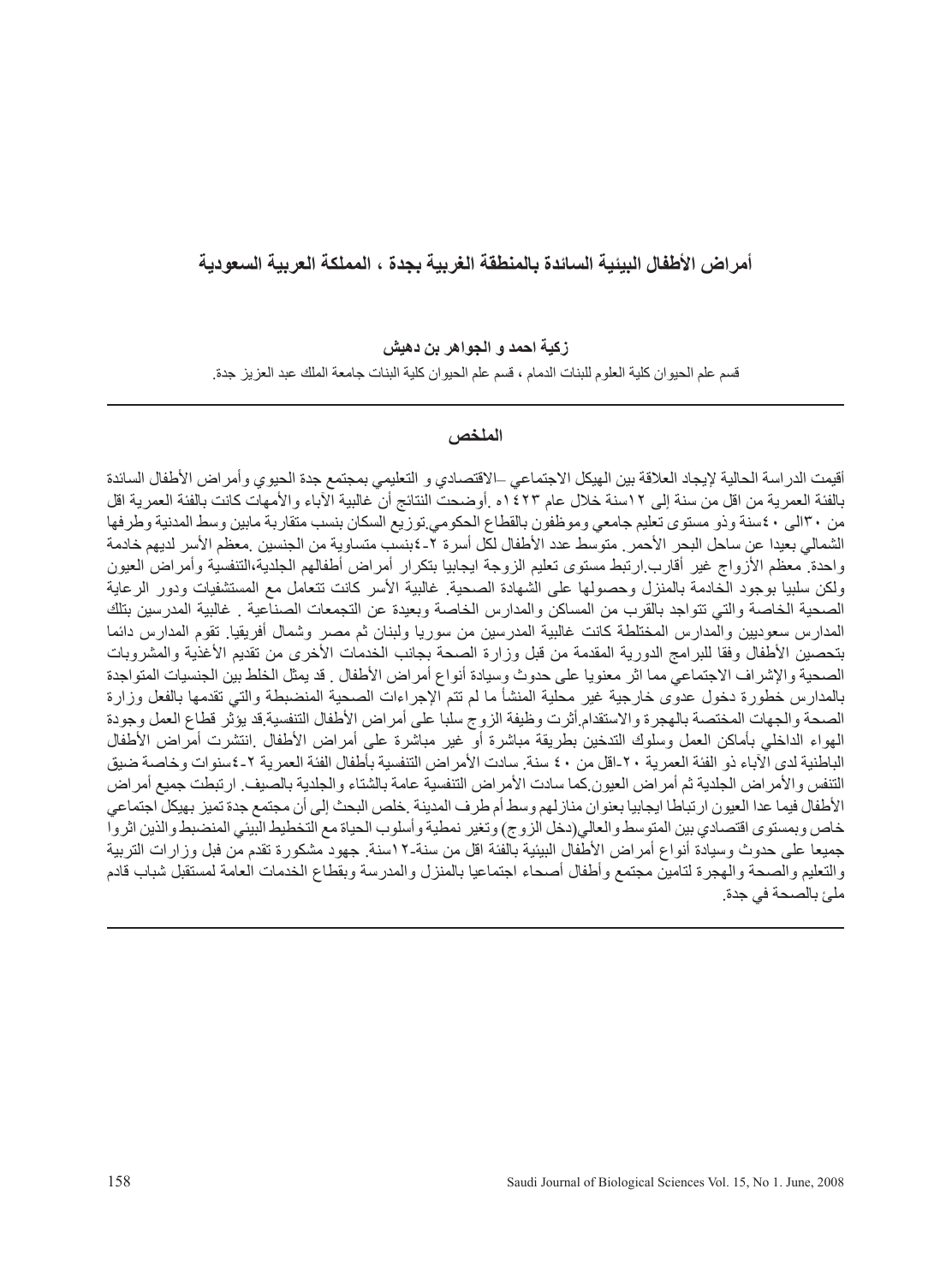# أمراض الأطفال البيئية السائدة بالمنطقة الغربية بجدة ، المملكة العربية السعودية

**زكية احمد و الجواهر بن دهيش**

قسم علم الحيوان كلية العلوم للبنات الدمام ، قسم علم الحيوان كلية البنات جامعة الملك عبد العزيز جدة.

## الملخص

أقيمت الدراسة الحالية لإيجاد العلاقة بين الهيكل الاجتماعي –الاقتصادي و التعليمي بمجتمع جدة الحيوي وأمراض الأطفال السائدة بالفئة العمرية من اقل من سنة إلى ١٢سنة خلال عام ١٤٢٣ه .أوضحت النتائج أن غالبية الآباء والأمهات كانت بالفئة العمرية اقل من ٣٠الى ٤٠سنة وذو مستوى تعليم جامعي وموظفون بالقطاع الحكومي.توزيع السكان بنسب متقاربة مابين وسط المدنية وطرفها الشمالي بعيدا عن ساحل البحر الأحمر. متوسط عدد الأطفال لكل أسرة ٢-٤بنسب متساوية من الجنسين .معظم الأسر لديهم خادمة واحدة. معظم الأزواج غير أقارب.ارتبط مستوى تعليم الزوجة ايجابيا بتكرار أمراض أطفالهم الجلدية،التنفسية وأمراض العيون ولكن سلبيا بوجود الخادمة بالمنزل وحصولها على الشهادة الصحية. غالبية الأسر كانت تتعامل مع المستشفيات ودور الرعاية الصحية الخاصة والتي تتواجد بالقرب من المساكن والمدارس الخاصة وبعيدة عن التجمعات الصناعية . غالبية المدرسين بتلك المدارس سعوديين والمدارس المختلطة كانت غالبية المدرسين من سوريا ولبنان ثم مصر وشمال أفريقيا. تقوم المدارس دائما بتحصين الأطفال وفقا للبرامج الدورية المقدمة من قبل وزارة الصحة بجانب الخدمات الأخرى من تقديم الأغذية والمشروبات الصحية والإشراف الاجتماعي مما اثر معنويا على حدوث وسيادة أنواع أمراض الأطفال . قد يمثل الخلط بين الجنسيات المتواجدة بالمدارس خطورة دخول عدوى خارجية غير محلية المنشأ ما لم تتم الإجراءات الصحية المنضبطة والتي تقدمها بالفعل وزارة الصحة والجهات المختصة بالهجرة والاستقدام.أثرت وظيفة الزوج سلبا على أمراض الأطفال التنفسية.قد يؤثر قطاع العمل وجودة الهواء الداخلي بأماكن العمل وسلوك التدخين بطريقة مباشرة أو غير مباشرة على أمراض الأطفال .انتشرت أمراض الأطفال الباطنية لدى الآباء ذو الفئة العمرية ٢٠-اقل من ٤٠ سنة. سادت الأمراض التنفسية بأطفال الفئة العمرية ٢-٤سنوات وخاصة ضيق التنفس والأمراض الجلدية ثم أمراض العيون.كما سادت الأمراض التنفسية عامة بالشتاء والجلدية بالصيف. ارتبطت جميع أمراض الأطفال فيما عدا العيون ارتباطا ايجابيا بعنوان منازلهم وسط أم طرف المدينة .خلص البحث إلى أن مجتمع جدة تميز بهيكل اجتماعي خاص وبمستوى اقتصادي بين المتوسط والعالي(دخل الزوج) وتغير نمطية وأسلوب الحياة مع التخطيط البيئي المنضبط والذين اثروا جميعا على حدوث وسيادة أنواع أمراض الأطفال البيئية بالفئة اقل من سنة-١٢سنة. جهود مشكورة تقدم من قبل وزارات التربية والتعليم والصحة والهجرة لتامين مجتمع وأطفال أصحاء اجتماعيا بالمنزل والمدرسة وبقطاع الخدمات العامة لمستقبل شباب قادم ملئ بالصحة في جدة.